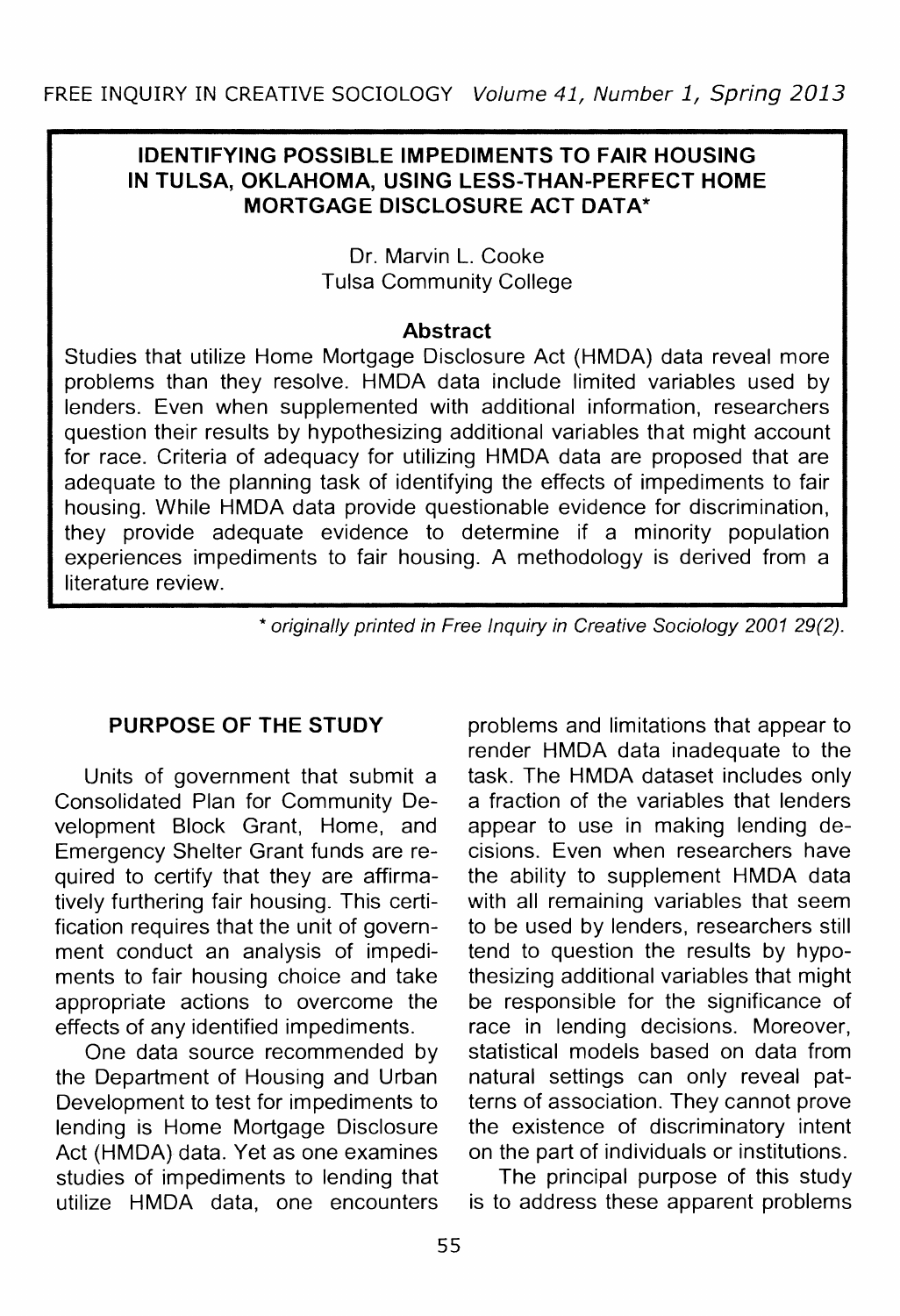# IDENTIFYING POSSIBLE IMPEDIMENTS TO FAIR HOUSING IN TULSA, OKLAHOMA, USING LESS-THAN-PERFECT HOME MORTGAGE DISCLOSURE ACT DATA*

Dr. Marvin L. Cooke
Tulsa Community College

### Abstract

Studies that utilize Home Mortgage Disclosure Act (HMDA) data reveal more problems than they resolve. HMDA data include limited variables used by lenders. Even when supplemented with additional information, researchers question their results by hypothesizing additional variables that might account for race. Criteria of adequacy for utilizing HMDA data are proposed that are adequate to the planning task of identifying the effects of impediments to fair housing. While HMDA data provide questionable evidence for discrimination, they provide adequate evidence to determine if a minority population experiences impediments to fair housing. A methodology is derived from a literature review.

*\* originally printed in Free Inquiry in Creative Sociology 2001 29(2).*

## PURPOSE OF THE STUDY

Units of government that submit a Consolidated Plan for Community Development Block Grant, Home, and Emergency Shelter Grant funds are required to certify that they are affirmatively furthering fair housing. This certification requires that the unit of government conduct an analysis of impediments to fair housing choice and take appropriate actions to overcome the effects of any identified impediments.

One data source recommended by the Department of Housing and Urban Development to test for impediments to lending is Home Mortgage Disclosure Act (HMDA) data. Yet as one examines studies of impediments to lending that utilize HMDA data, one encounters problems and limitations that appear to render HMDA data inadequate to the task. The HMDA dataset includes only a fraction of the variables that lenders appear to use in making lending decisions. Even when researchers have the ability to supplement HMDA data with all remaining variables that seem to be used by lenders, researchers still tend to question the results by hypothesizing additional variables that might be responsible for the significance of race in lending decisions. Moreover, statistical models based on data from natural settings can only reveal patterns of association. They cannot prove the existence of discriminatory intent on the part of individuals or institutions.

The principal purpose of this study is to address these apparent problems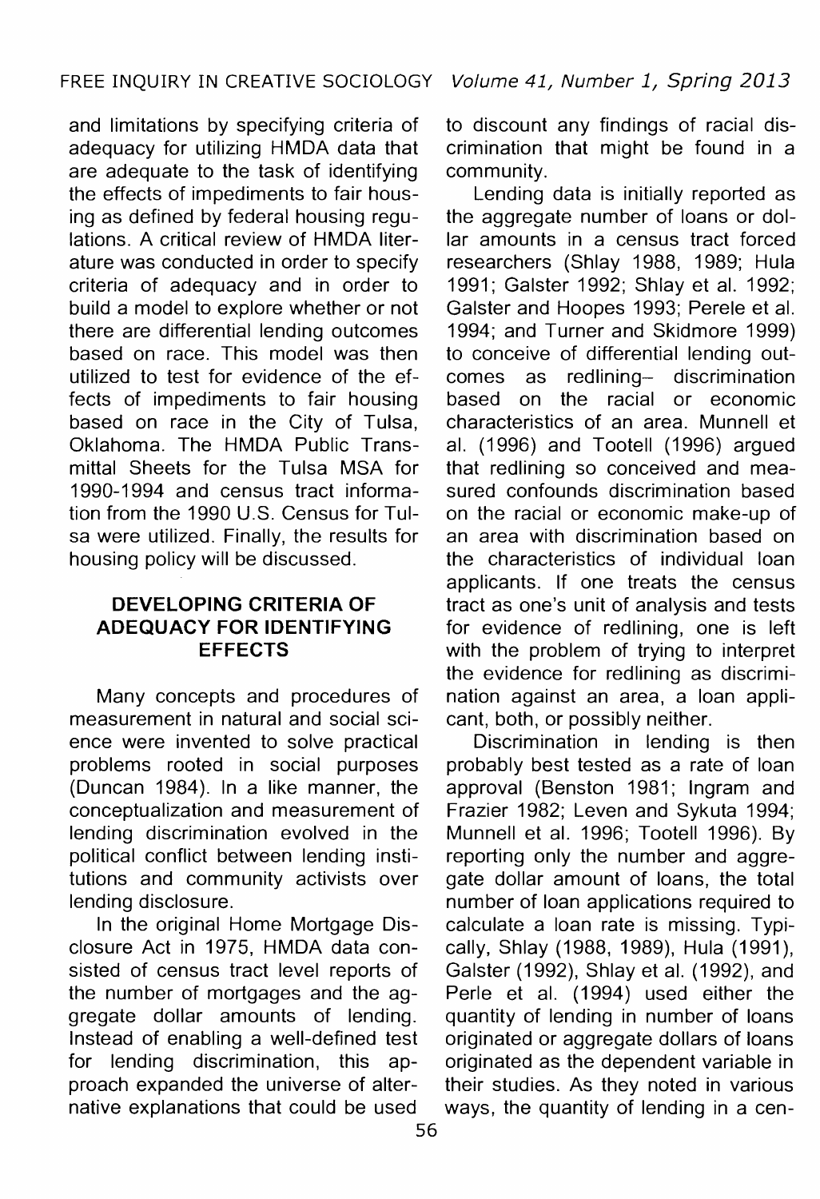and limitations by specifying criteria of adequacy for utilizing HMDA data that are adequate to the task of identifying the effects of impediments to fair housing as defined by federal housing regulations. A critical review of HMDA literature was conducted in order to specify criteria of adequacy and in order to build a model to explore whether or not there are differential lending outcomes based on race. This model was then utilized to test for evidence of the effects of impediments to fair housing based on race in the City of Tulsa, Oklahoma. The HMDA Public Transmittal Sheets for the Tulsa MSA for 1990-1994 and census tract information from the 1990 U.S. Census for Tulsa were utilized. Finally, the results for housing policy will be discussed.

## DEVELOPING CRITERIA OF ADEQUACY FOR IDENTIFYING EFFECTS

Many concepts and procedures of measurement in natural and social science were invented to solve practical problems rooted in social purposes (Duncan 1984). In a like manner, the conceptualization and measurement of lending discrimination evolved in the political conflict between lending institutions and community activists over lending disclosure.

In the original Home Mortgage Disclosure Act in 1975, HMDA data consisted of census tract level reports of the number of mortgages and the aggregate dollar amounts of lending. Instead of enabling a well-defined test for lending discrimination, this approach expanded the universe of alternative explanations that could be used to discount any findings of racial discrimination that might be found in a community.

Lending data is initially reported as the aggregate number of loans or dollar amounts in a census tract forced researchers (Shlay 1988, 1989; Hula 1991; Galster 1992; Shlay et al. 1992; Galster and Hoopes 1993; Perele et al. 1994; and Turner and Skidmore 1999) to conceive of differential lending outcomes as redlining– discrimination based on the racial or economic characteristics of an area. Munnell et al. (1996) and Tootell (1996) argued that redlining so conceived and measured confounds discrimination based on the racial or economic make-up of an area with discrimination based on the characteristics of individual loan applicants. If one treats the census tract as one's unit of analysis and tests for evidence of redlining, one is left with the problem of trying to interpret the evidence for redlining as discrimination against an area, a loan applicant, both, or possibly neither.

Discrimination in lending is then probably best tested as a rate of loan approval (Benston 1981; Ingram and Frazier 1982; Leven and Sykuta 1994; Munnell et al. 1996; Tootell 1996). By reporting only the number and aggregate dollar amount of loans, the total number of loan applications required to calculate a loan rate is missing. Typically, Shlay (1988, 1989), Hula (1991), Galster (1992), Shlay et al. (1992), and Perle et al. (1994) used either the quantity of lending in number of loans originated or aggregate dollars of loans originated as the dependent variable in their studies. As they noted in various ways, the quantity of lending in a cen-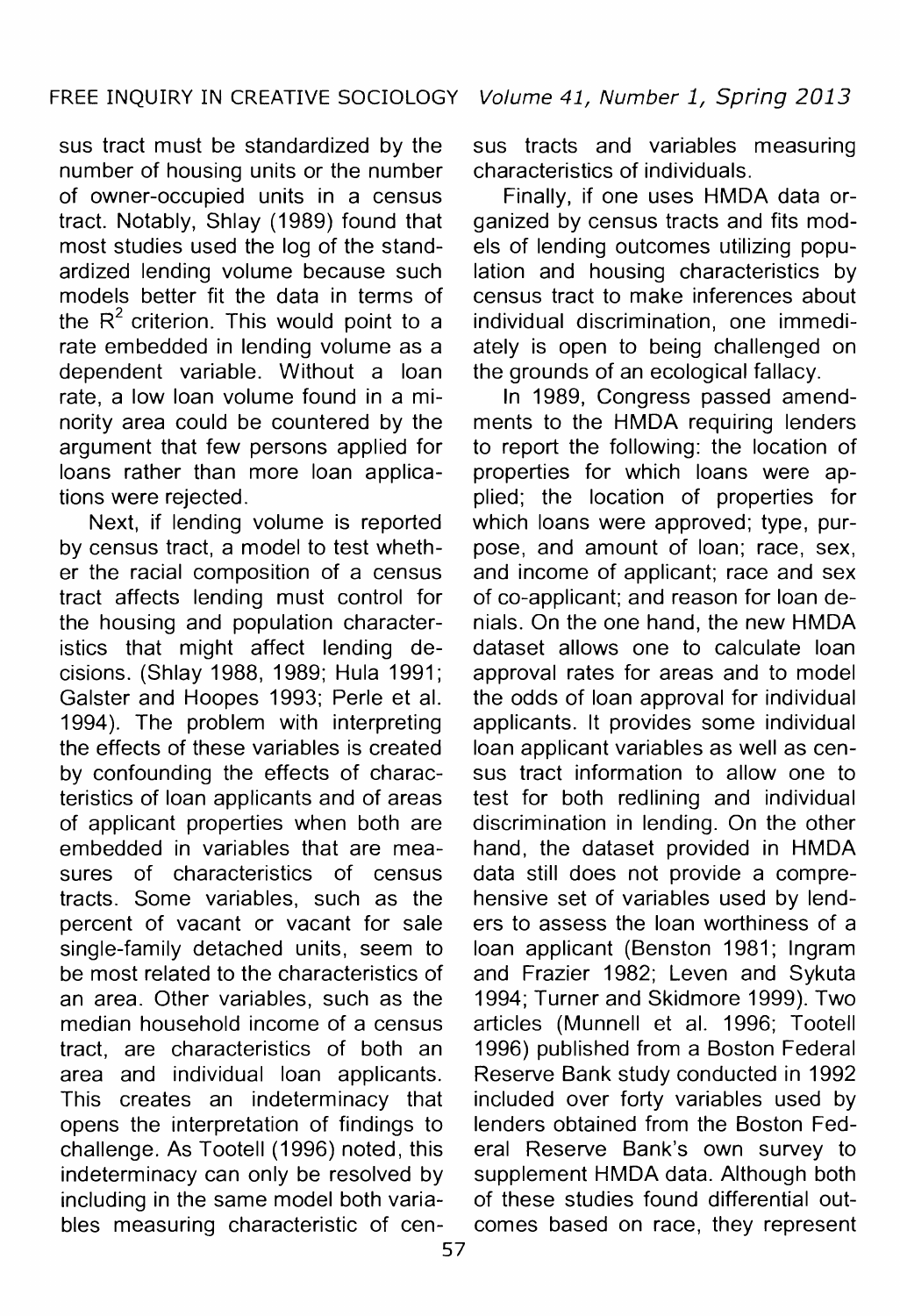sus tract must be standardized by the number of housing units or the number of owner-occupied units in a census tract. Notably, Shlay (1989) found that most studies used the log of the standardized lending volume because such models better fit the data in terms of the $R^2$ criterion. This would point to a rate embedded in lending volume as a dependent variable. Without a loan rate, a low loan volume found in a minority area could be countered by the argument that few persons applied for loans rather than more loan applications were rejected.

Next, if lending volume is reported by census tract, a model to test whether the racial composition of a census tract affects lending must control for the housing and population characteristics that might affect lending decisions. (Shlay 1988, 1989; Hula 1991; Galster and Hoopes 1993; Perle et al. 1994). The problem with interpreting the effects of these variables is created by confounding the effects of characteristics of loan applicants and of areas of applicant properties when both are embedded in variables that are measures of characteristics of census tracts. Some variables, such as the percent of vacant or vacant for sale single-family detached units, seem to be most related to the characteristics of an area. Other variables, such as the median household income of a census tract, are characteristics of both an area and individual loan applicants. This creates an indeterminacy that opens the interpretation of findings to challenge. As Tootell (1996) noted, this indeterminacy can only be resolved by including in the same model both variables measuring characteristic of census tracts and variables measuring characteristics of individuals.

Finally, if one uses HMDA data organized by census tracts and fits models of lending outcomes utilizing population and housing characteristics by census tract to make inferences about individual discrimination, one immediately is open to being challenged on the grounds of an ecological fallacy.

In 1989, Congress passed amendments to the HMDA requiring lenders to report the following: the location of properties for which loans were applied; the location of properties for which loans were approved; type, purpose, and amount of loan; race, sex, and income of applicant; race and sex of co-applicant; and reason for loan denials. On the one hand, the new HMDA dataset allows one to calculate loan approval rates for areas and to model the odds of loan approval for individual applicants. It provides some individual loan applicant variables as well as census tract information to allow one to test for both redlining and individual discrimination in lending. On the other hand, the dataset provided in HMDA data still does not provide a comprehensive set of variables used by lenders to assess the loan worthiness of a loan applicant (Benston 1981; Ingram and Frazier 1982; Leven and Sykuta 1994; Turner and Skidmore 1999). Two articles (Munnell et al. 1996; Tootell 1996) published from a Boston Federal Reserve Bank study conducted in 1992 included over forty variables used by lenders obtained from the Boston Federal Reserve Bank's own survey to supplement HMDA data. Although both of these studies found differential outcomes based on race, they represent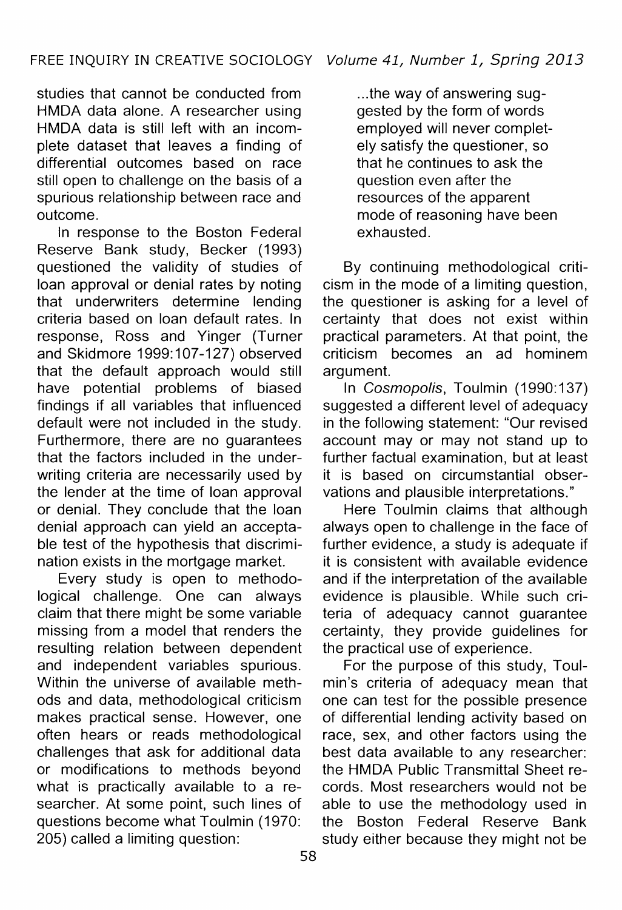studies that cannot be conducted from HMDA data alone. A researcher using HMDA data is still left with an incomplete dataset that leaves a finding of differential outcomes based on race still open to challenge on the basis of a spurious relationship between race and outcome.

In response to the Boston Federal Reserve Bank study, Becker (1993) questioned the validity of studies of loan approval or denial rates by noting that underwriters determine lending criteria based on loan default rates. In response, Ross and Yinger (Turner and Skidmore 1999:107-127) observed that the default approach would still have potential problems of biased findings if all variables that influenced default were not included in the study. Furthermore, there are no guarantees that the factors included in the underwriting criteria are necessarily used by the lender at the time of loan approval or denial. They conclude that the loan denial approach can yield an acceptable test of the hypothesis that discrimination exists in the mortgage market.

Every study is open to methodological challenge. One can always claim that there might be some variable missing from a model that renders the resulting relation between dependent and independent variables spurious. Within the universe of available methods and data, methodological criticism makes practical sense. However, one often hears or reads methodological challenges that ask for additional data or modifications to methods beyond what is practically available to a researcher. At some point, such lines of questions become what Toulmin (1970: 205) called a limiting question:

> ...the way of answering suggested by the form of words employed will never completely satisfy the questioner, so that he continues to ask the question even after the resources of the apparent mode of reasoning have been exhausted.

By continuing methodological criticism in the mode of a limiting question, the questioner is asking for a level of certainty that does not exist within practical parameters. At that point, the criticism becomes an ad hominem argument.

In *Cosmopolis*, Toulmin (1990:137) suggested a different level of adequacy in the following statement: "Our revised account may or may not stand up to further factual examination, but at least it is based on circumstantial observations and plausible interpretations."

Here Toulmin claims that although always open to challenge in the face of further evidence, a study is adequate if it is consistent with available evidence and if the interpretation of the available evidence is plausible. While such criteria of adequacy cannot guarantee certainty, they provide guidelines for the practical use of experience.

For the purpose of this study, Toulmin's criteria of adequacy mean that one can test for the possible presence of differential lending activity based on race, sex, and other factors using the best data available to any researcher: the HMDA Public Transmittal Sheet records. Most researchers would not be able to use the methodology used in the Boston Federal Reserve Bank study either because they might not be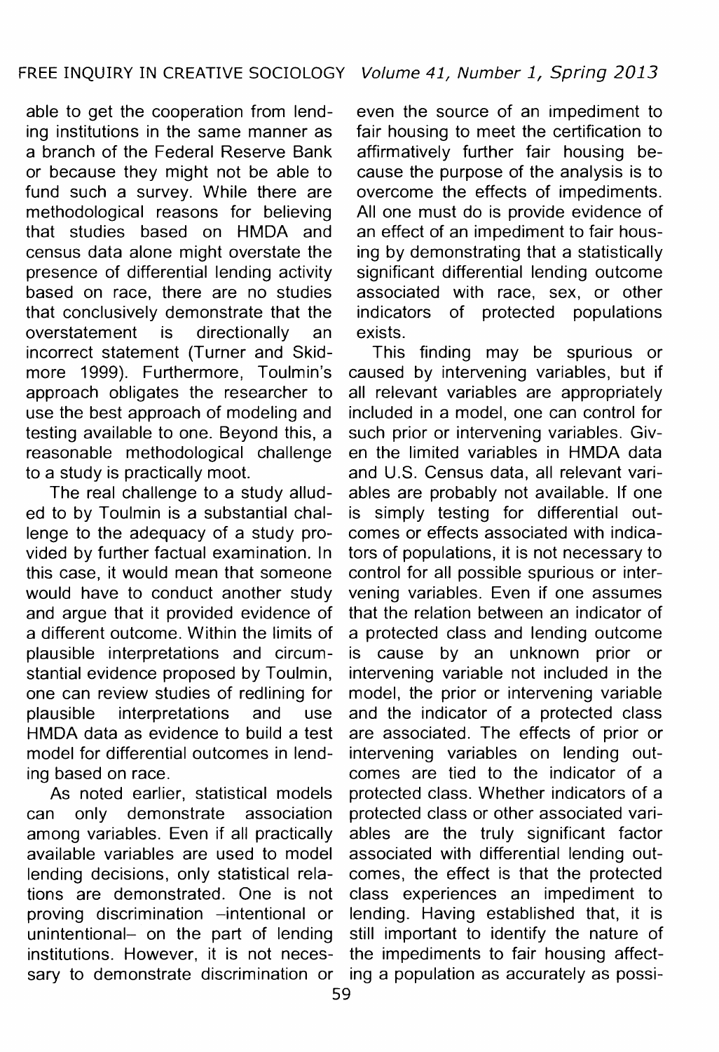able to get the cooperation from lending institutions in the same manner as a branch of the Federal Reserve Bank or because they might not be able to fund such a survey. While there are methodological reasons for believing that studies based on HMDA and census data alone might overstate the presence of differential lending activity based on race, there are no studies that conclusively demonstrate that the overstatement is directionally an incorrect statement (Turner and Skidmore 1999). Furthermore, Toulmin's approach obligates the researcher to use the best approach of modeling and testing available to one. Beyond this, a reasonable methodological challenge to a study is practically moot.

The real challenge to a study alluded to by Toulmin is a substantial challenge to the adequacy of a study provided by further factual examination. In this case, it would mean that someone would have to conduct another study and argue that it provided evidence of a different outcome. Within the limits of plausible interpretations and circumstantial evidence proposed by Toulmin, one can review studies of redlining for plausible interpretations and use HMDA data as evidence to build a test model for differential outcomes in lending based on race.

As noted earlier, statistical models can only demonstrate association among variables. Even if all practically available variables are used to model lending decisions, only statistical relations are demonstrated. One is not proving discrimination –intentional or unintentional– on the part of lending institutions. However, it is not necessary to demonstrate discrimination or even the source of an impediment to fair housing to meet the certification to affirmatively further fair housing because the purpose of the analysis is to overcome the effects of impediments. All one must do is provide evidence of an effect of an impediment to fair housing by demonstrating that a statistically significant differential lending outcome associated with race, sex, or other indicators of protected populations exists.

This finding may be spurious or caused by intervening variables, but if all relevant variables are appropriately included in a model, one can control for such prior or intervening variables. Given the limited variables in HMDA data and U.S. Census data, all relevant variables are probably not available. If one is simply testing for differential outcomes or effects associated with indicators of populations, it is not necessary to control for all possible spurious or intervening variables. Even if one assumes that the relation between an indicator of a protected class and lending outcome is cause by an unknown prior or intervening variable not included in the model, the prior or intervening variable and the indicator of a protected class are associated. The effects of prior or intervening variables on lending outcomes are tied to the indicator of a protected class. Whether indicators of a protected class or other associated variables are the truly significant factor associated with differential lending outcomes, the effect is that the protected class experiences an impediment to lending. Having established that, it is still important to identify the nature of the impediments to fair housing affecting a population as accurately as possi-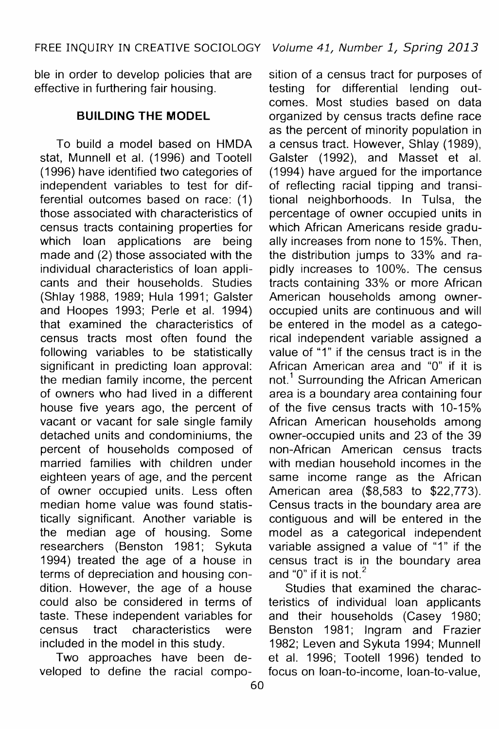ble in order to develop policies that are effective in furthering fair housing.

## BUILDING THE MODEL

To build a model based on HMDA stat, Munnell et al. (1996) and Tootell (1996) have identified two categories of independent variables to test for differential outcomes based on race: (1) those associated with characteristics of census tracts containing properties for which loan applications are being made and (2) those associated with the individual characteristics of loan applicants and their households. Studies (Shlay 1988, 1989; Hula 1991; Galster and Hoopes 1993; Perle et al. 1994) that examined the characteristics of census tracts most often found the following variables to be statistically significant in predicting loan approval: the median family income, the percent of owners who had lived in a different house five years ago, the percent of vacant or vacant for sale single family detached units and condominiums, the percent of households composed of married families with children under eighteen years of age, and the percent of owner occupied units. Less often median home value was found statistically significant. Another variable is the median age of housing. Some researchers (Benston 1981; Sykuta 1994) treated the age of a house in terms of depreciation and housing condition. However, the age of a house could also be considered in terms of taste. These independent variables for census tract characteristics were included in the model in this study.

Two approaches have been developed to define the racial composition of a census tract for purposes of testing for differential lending outcomes. Most studies based on data organized by census tracts define race as the percent of minority population in a census tract. However, Shlay (1989), Galster (1992), and Masset et al. (1994) have argued for the importance of reflecting racial tipping and transitional neighborhoods. In Tulsa, the percentage of owner occupied units in which African Americans reside gradually increases from none to 15%. Then, the distribution jumps to 33% and rapidly increases to 100%. The census tracts containing 33% or more African American households among owner-occupied units are continuous and will be entered in the model as a categorical independent variable assigned a value of "1" if the census tract is in the African American area and "0" if it is not.[1] Surrounding the African American area is a boundary area containing four of the five census tracts with 10-15% African American households among owner-occupied units and 23 of the 39 non-African American census tracts with median household incomes in the same income range as the African American area ($8,583 to $22,773). Census tracts in the boundary area are contiguous and will be entered in the model as a categorical independent variable assigned a value of "1" if the census tract is in the boundary area and "0" if it is not.[2]

Studies that examined the characteristics of individual loan applicants and their households (Casey 1980; Benston 1981; Ingram and Frazier 1982; Leven and Sykuta 1994; Munnell et al. 1996; Tootell 1996) tended to focus on loan-to-income, loan-to-value,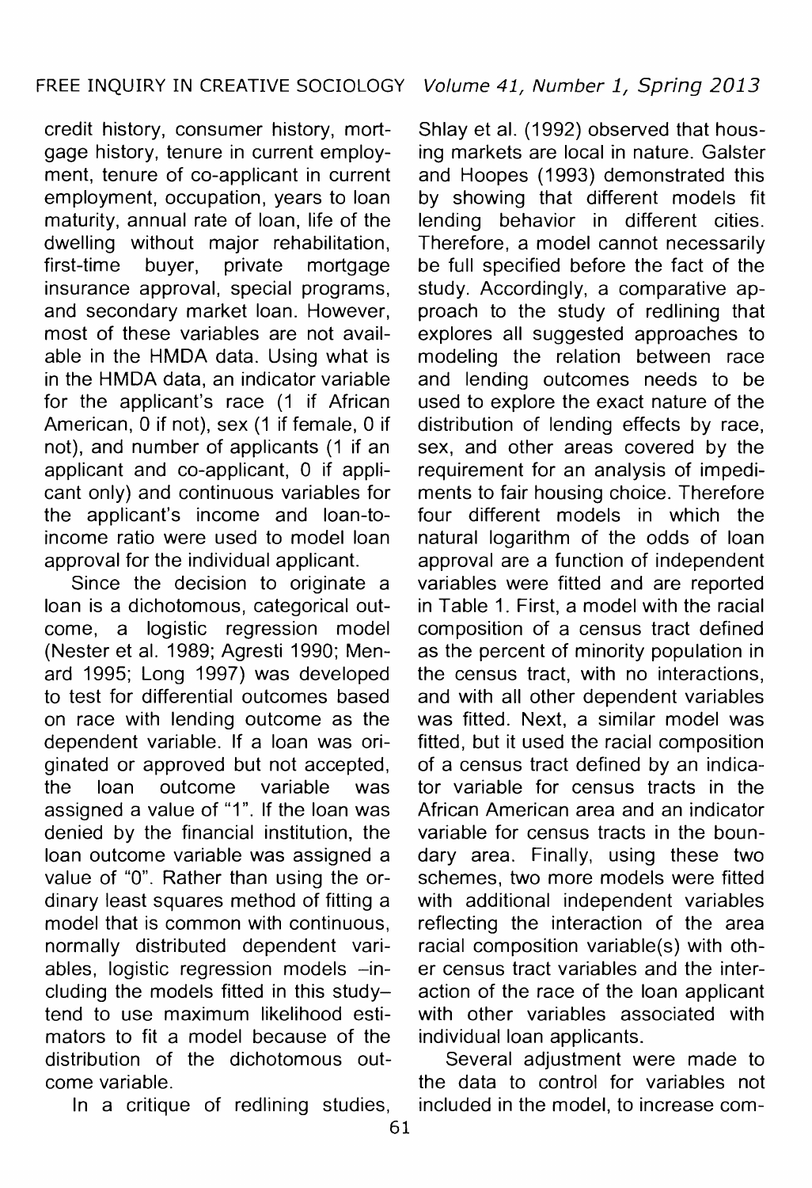credit history, consumer history, mortgage history, tenure in current employment, tenure of co-applicant in current employment, occupation, years to loan maturity, annual rate of loan, life of the dwelling without major rehabilitation, first-time buyer, private mortgage insurance approval, special programs, and secondary market loan. However, most of these variables are not available in the HMDA data. Using what is in the HMDA data, an indicator variable for the applicant's race (1 if African American, 0 if not), sex (1 if female, 0 if not), and number of applicants (1 if an applicant and co-applicant, 0 if applicant only) and continuous variables for the applicant's income and loan-to-income ratio were used to model loan approval for the individual applicant.

Since the decision to originate a loan is a dichotomous, categorical outcome, a logistic regression model (Nester et al. 1989; Agresti 1990; Menard 1995; Long 1997) was developed to test for differential outcomes based on race with lending outcome as the dependent variable. If a loan was originated or approved but not accepted, the loan outcome variable was assigned a value of "1". If the loan was denied by the financial institution, the loan outcome variable was assigned a value of "0". Rather than using the ordinary least squares method of fitting a model that is common with continuous, normally distributed dependent variables, logistic regression models –including the models fitted in this study– tend to use maximum likelihood estimators to fit a model because of the distribution of the dichotomous outcome variable.

In a critique of redlining studies, Shlay et al. (1992) observed that housing markets are local in nature. Galster and Hoopes (1993) demonstrated this by showing that different models fit lending behavior in different cities. Therefore, a model cannot necessarily be full specified before the fact of the study. Accordingly, a comparative approach to the study of redlining that explores all suggested approaches to modeling the relation between race and lending outcomes needs to be used to explore the exact nature of the distribution of lending effects by race, sex, and other areas covered by the requirement for an analysis of impediments to fair housing choice. Therefore four different models in which the natural logarithm of the odds of loan approval are a function of independent variables were fitted and are reported in Table 1. First, a model with the racial composition of a census tract defined as the percent of minority population in the census tract, with no interactions, and with all other dependent variables was fitted. Next, a similar model was fitted, but it used the racial composition of a census tract defined by an indicator variable for census tracts in the African American area and an indicator variable for census tracts in the boundary area. Finally, using these two schemes, two more models were fitted with additional independent variables reflecting the interaction of the area racial composition variable(s) with other census tract variables and the interaction of the race of the loan applicant with other variables associated with individual loan applicants.

Several adjustment were made to the data to control for variables not included in the model, to increase com-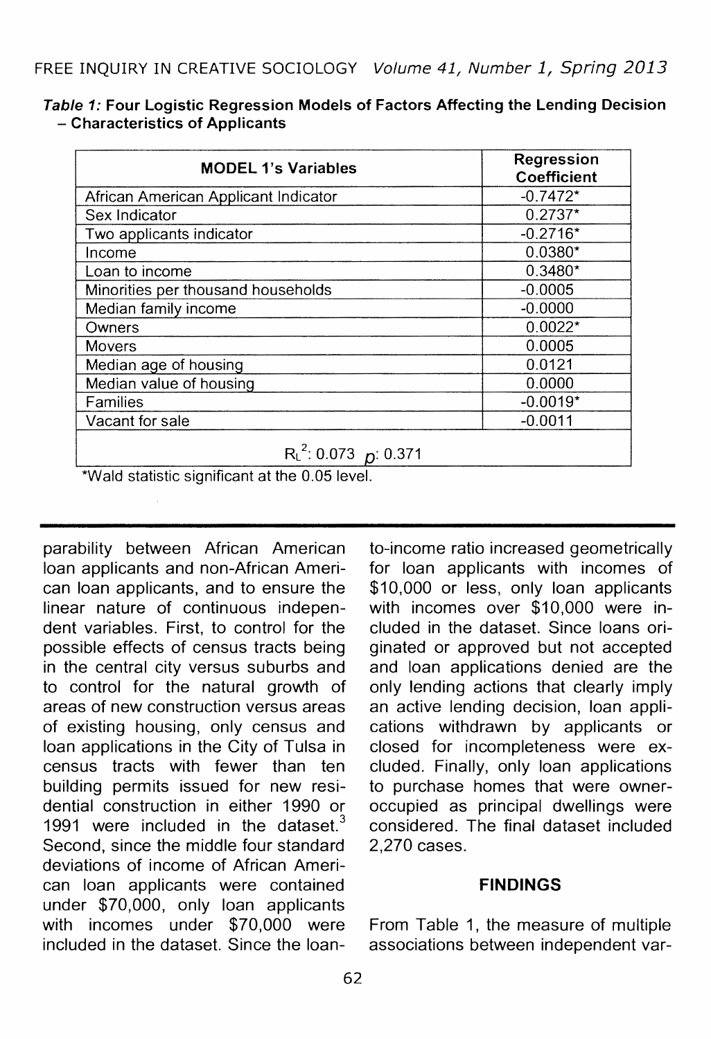*Table 1:* **Four Logistic Regression Models of Factors Affecting the Lending Decision – Characteristics of Applicants**

| MODEL 1's Variables | Regression Coefficient |
|---|---|
| African American Applicant Indicator | -0.7472* |
| Sex Indicator | 0.2737* |
| Two applicants indicator | -0.2716* |
| Income | 0.0380* |
| Loan to income | 0.3480* |
| Minorities per thousand households | -0.0005 |
| Median family income | -0.0000 |
| Owners | 0.0022* |
| Movers | 0.0005 |
| Median age of housing | 0.0121 |
| Median value of housing | 0.0000 |
| Families | -0.0019* |
| Vacant for sale | -0.0011 |
| $R_L^2$: 0.073 $\rho$: 0.371 | |

*Wald statistic significant at the 0.05 level.

parability between African American loan applicants and non-African American loan applicants, and to ensure the linear nature of continuous independent variables. First, to control for the possible effects of census tracts being in the central city versus suburbs and to control for the natural growth of areas of new construction versus areas of existing housing, only census and loan applications in the City of Tulsa in census tracts with fewer than ten building permits issued for new residential construction in either 1990 or 1991 were included in the dataset.[3] Second, since the middle four standard deviations of income of African American loan applicants were contained under $70,000, only loan applicants with incomes under $70,000 were included in the dataset. Since the loan-to-income ratio increased geometrically for loan applicants with incomes of $10,000 or less, only loan applicants with incomes over $10,000 were included in the dataset. Since loans originated or approved but not accepted and loan applications denied are the only lending actions that clearly imply an active lending decision, loan applications withdrawn by applicants or closed for incompleteness were excluded. Finally, only loan applications to purchase homes that were owner-occupied as principal dwellings were considered. The final dataset included 2,270 cases.

## FINDINGS

From Table 1, the measure of multiple associations between independent var-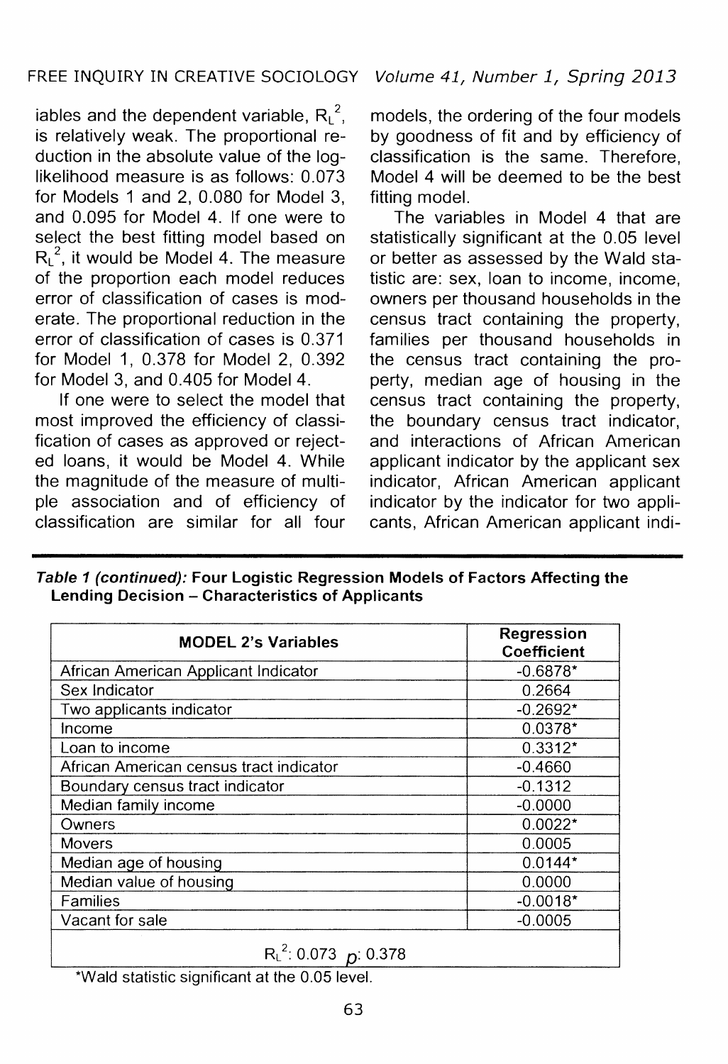iables and the dependent variable, $R_L^2$, is relatively weak. The proportional reduction in the absolute value of the log-likelihood measure is as follows: 0.073 for Models 1 and 2, 0.080 for Model 3, and 0.095 for Model 4. If one were to select the best fitting model based on $R_L^2$, it would be Model 4. The measure of the proportion each model reduces error of classification of cases is moderate. The proportional reduction in the error of classification of cases is 0.371 for Model 1, 0.378 for Model 2, 0.392 for Model 3, and 0.405 for Model 4.

If one were to select the model that most improved the efficiency of classification of cases as approved or rejected loans, it would be Model 4. While the magnitude of the measure of multiple association and of efficiency of classification are similar for all four models, the ordering of the four models by goodness of fit and by efficiency of classification is the same. Therefore, Model 4 will be deemed to be the best fitting model.

The variables in Model 4 that are statistically significant at the 0.05 level or better as assessed by the Wald statistic are: sex, loan to income, income, owners per thousand households in the census tract containing the property, families per thousand households in the census tract containing the property, median age of housing in the census tract containing the property, the boundary census tract indicator, and interactions of African American applicant indicator by the applicant sex indicator, African American applicant indicator by the indicator for two applicants, African American applicant indi-

***Table 1 (continued):* Four Logistic Regression Models of Factors Affecting the Lending Decision – Characteristics of Applicants**

| MODEL 2's Variables | Regression Coefficient |
|---|---|
| African American Applicant Indicator | -0.6878* |
| Sex Indicator | 0.2664 |
| Two applicants indicator | -0.2692* |
| Income | 0.0378* |
| Loan to income | 0.3312* |
| African American census tract indicator | -0.4660 |
| Boundary census tract indicator | -0.1312 |
| Median family income | -0.0000 |
| Owners | 0.0022* |
| Movers | 0.0005 |
| Median age of housing | 0.0144* |
| Median value of housing | 0.0000 |
| Families | -0.0018* |
| Vacant for sale | -0.0005 |
| $R_L^2$: 0.073 $p$: 0.378 | |

*Wald statistic significant at the 0.05 level.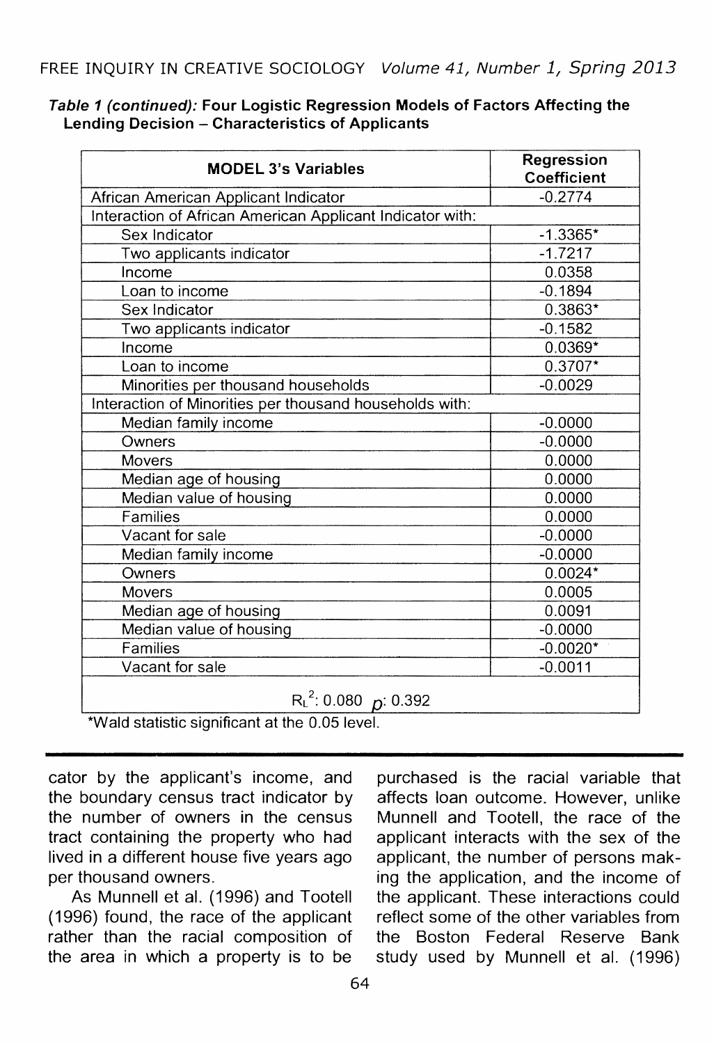***Table 1 (continued):* Four Logistic Regression Models of Factors Affecting the Lending Decision – Characteristics of Applicants**

| MODEL 3's Variables | Regression Coefficient |
|---|---|
| African American Applicant Indicator | -0.2774 |
| Interaction of African American Applicant Indicator with: | |
| Sex Indicator | -1.3365* |
| Two applicants indicator | -1.7217 |
| Income | 0.0358 |
| Loan to income | -0.1894 |
| Sex Indicator | 0.3863* |
| Two applicants indicator | -0.1582 |
| Income | 0.0369* |
| Loan to income | 0.3707* |
| Minorities per thousand households | -0.0029 |
| Interaction of Minorities per thousand households with: | |
| Median family income | -0.0000 |
| Owners | -0.0000 |
| Movers | 0.0000 |
| Median age of housing | 0.0000 |
| Median value of housing | 0.0000 |
| Families | 0.0000 |
| Vacant for sale | -0.0000 |
| Median family income | -0.0000 |
| Owners | 0.0024* |
| Movers | 0.0005 |
| Median age of housing | 0.0091 |
| Median value of housing | -0.0000 |
| Families | -0.0020* |
| Vacant for sale | -0.0011 |
| $R_L^2$: 0.080 $p$: 0.392 | |

*Wald statistic significant at the 0.05 level.

cator by the applicant's income, and the boundary census tract indicator by the number of owners in the census tract containing the property who had lived in a different house five years ago per thousand owners.

As Munnell et al. (1996) and Tootell (1996) found, the race of the applicant rather than the racial composition of the area in which a property is to be purchased is the racial variable that affects loan outcome. However, unlike Munnell and Tootell, the race of the applicant interacts with the sex of the applicant, the number of persons making the application, and the income of the applicant. These interactions could reflect some of the other variables from the Boston Federal Reserve Bank study used by Munnell et al. (1996)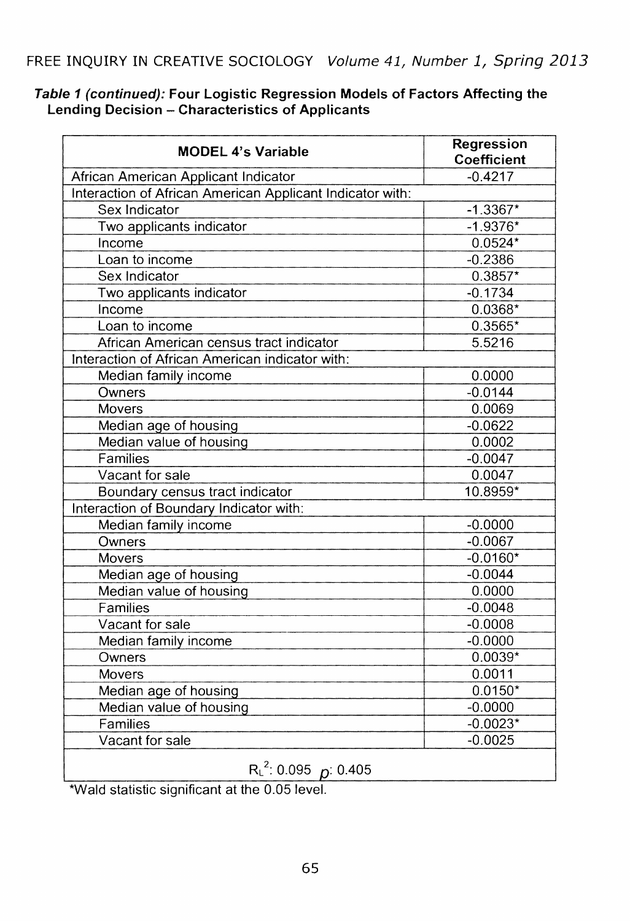***Table 1 (continued):* Four Logistic Regression Models of Factors Affecting the Lending Decision – Characteristics of Applicants**

| MODEL 4's Variable | Regression Coefficient |
|---|---|
| African American Applicant Indicator | -0.4217 |
| Interaction of African American Applicant Indicator with: | |
| Sex Indicator | -1.3367* |
| Two applicants indicator | -1.9376* |
| Income | 0.0524* |
| Loan to income | -0.2386 |
| Sex Indicator | 0.3857* |
| Two applicants indicator | -0.1734 |
| Income | 0.0368* |
| Loan to income | 0.3565* |
| African American census tract indicator | 5.5216 |
| Interaction of African American indicator with: | |
| Median family income | 0.0000 |
| Owners | -0.0144 |
| Movers | 0.0069 |
| Median age of housing | -0.0622 |
| Median value of housing | 0.0002 |
| Families | -0.0047 |
| Vacant for sale | 0.0047 |
| Boundary census tract indicator | 10.8959* |
| Interaction of Boundary Indicator with: | |
| Median family income | -0.0000 |
| Owners | -0.0067 |
| Movers | -0.0160* |
| Median age of housing | -0.0044 |
| Median value of housing | 0.0000 |
| Families | -0.0048 |
| Vacant for sale | -0.0008 |
| Median family income | -0.0000 |
| Owners | 0.0039* |
| Movers | 0.0011 |
| Median age of housing | 0.0150* |
| Median value of housing | -0.0000 |
| Families | -0.0023* |
| Vacant for sale | -0.0025 |
| $R_L^2$: 0.095 $p$: 0.405 | |

*Wald statistic significant at the 0.05 level.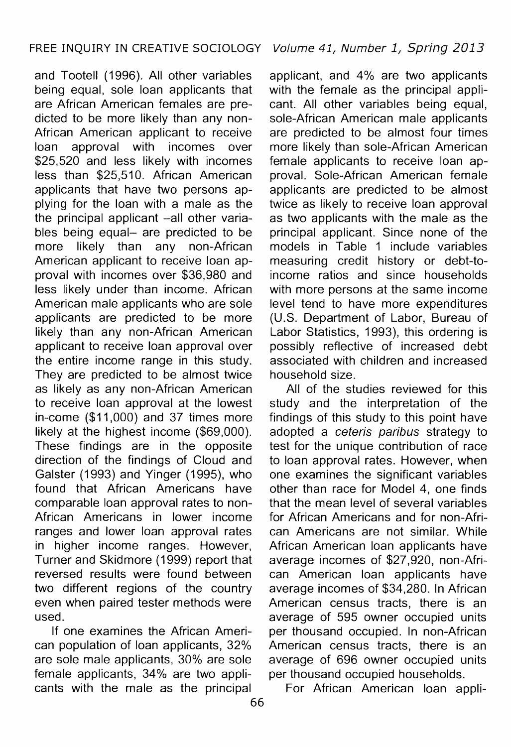and Tootell (1996). All other variables being equal, sole loan applicants that are African American females are predicted to be more likely than any non-African American applicant to receive loan approval with incomes over $25,520 and less likely with incomes less than $25,510. African American applicants that have two persons applying for the loan with a male as the the principal applicant –all other variables being equal– are predicted to be more likely than any non-African American applicant to receive loan approval with incomes over $36,980 and less likely under than income. African American male applicants who are sole applicants are predicted to be more likely than any non-African American applicant to receive loan approval over the entire income range in this study. They are predicted to be almost twice as likely as any non-African American to receive loan approval at the lowest in-come ($11,000) and 37 times more likely at the highest income ($69,000). These findings are in the opposite direction of the findings of Cloud and Galster (1993) and Yinger (1995), who found that African Americans have comparable loan approval rates to non-African Americans in lower income ranges and lower loan approval rates in higher income ranges. However, Turner and Skidmore (1999) report that reversed results were found between two different regions of the country even when paired tester methods were used.

If one examines the African American population of loan applicants, 32% are sole male applicants, 30% are sole female applicants, 34% are two applicants with the male as the principal applicant, and 4% are two applicants with the female as the principal applicant. All other variables being equal, sole-African American male applicants are predicted to be almost four times more likely than sole-African American female applicants to receive loan approval. Sole-African American female applicants are predicted to be almost twice as likely to receive loan approval as two applicants with the male as the principal applicant. Since none of the models in Table 1 include variables measuring credit history or debt-to-income ratios and since households with more persons at the same income level tend to have more expenditures (U.S. Department of Labor, Bureau of Labor Statistics, 1993), this ordering is possibly reflective of increased debt associated with children and increased household size.

All of the studies reviewed for this study and the interpretation of the findings of this study to this point have adopted a *ceteris paribus* strategy to test for the unique contribution of race to loan approval rates. However, when one examines the significant variables other than race for Model 4, one finds that the mean level of several variables for African Americans and for non-African Americans are not similar. While African American loan applicants have average incomes of $27,920, non-African American loan applicants have average incomes of $34,280. In African American census tracts, there is an average of 595 owner occupied units per thousand occupied. In non-African American census tracts, there is an average of 696 owner occupied units per thousand occupied households.

For African American loan appli-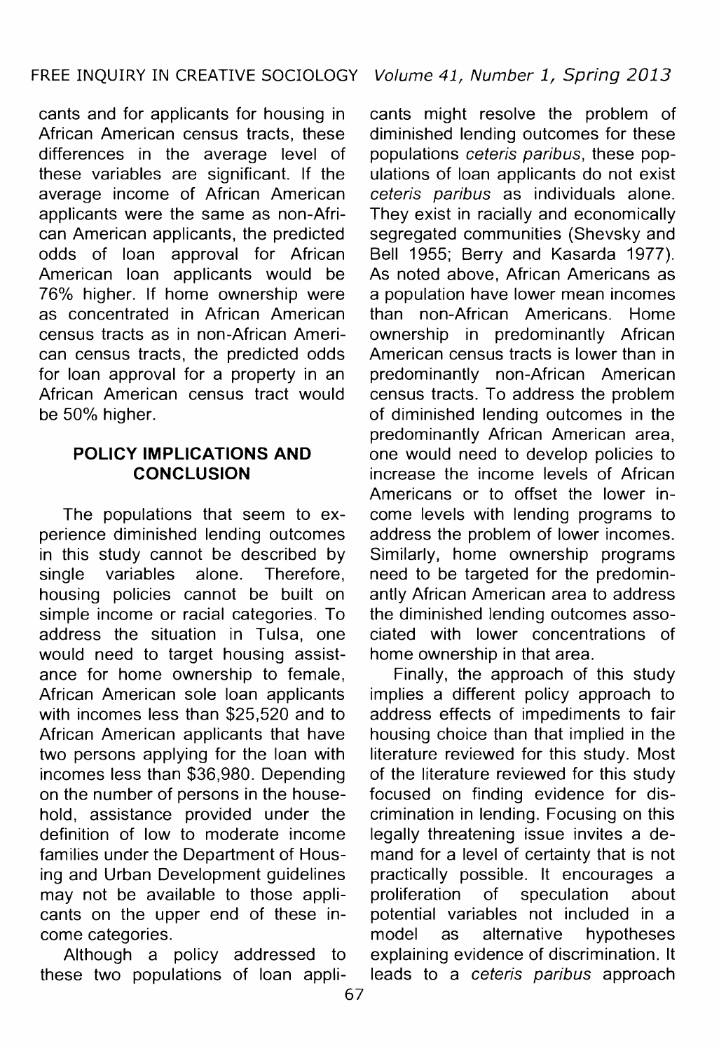cants and for applicants for housing in African American census tracts, these differences in the average level of these variables are significant. If the average income of African American applicants were the same as non-African American applicants, the predicted odds of loan approval for African American loan applicants would be 76% higher. If home ownership were as concentrated in African American census tracts as in non-African American census tracts, the predicted odds for loan approval for a property in an African American census tract would be 50% higher.

## POLICY IMPLICATIONS AND CONCLUSION

The populations that seem to experience diminished lending outcomes in this study cannot be described by single variables alone. Therefore, housing policies cannot be built on simple income or racial categories. To address the situation in Tulsa, one would need to target housing assistance for home ownership to female, African American sole loan applicants with incomes less than \$25,520 and to African American applicants that have two persons applying for the loan with incomes less than \$36,980. Depending on the number of persons in the household, assistance provided under the definition of low to moderate income families under the Department of Housing and Urban Development guidelines may not be available to those applicants on the upper end of these income categories.

Although a policy addressed to these two populations of loan applicants might resolve the problem of diminished lending outcomes for these populations *ceteris paribus*, these populations of loan applicants do not exist *ceteris paribus* as individuals alone. They exist in racially and economically segregated communities (Shevsky and Bell 1955; Berry and Kasarda 1977). As noted above, African Americans as a population have lower mean incomes than non-African Americans. Home ownership in predominantly African American census tracts is lower than in predominantly non-African American census tracts. To address the problem of diminished lending outcomes in the predominantly African American area, one would need to develop policies to increase the income levels of African Americans or to offset the lower income levels with lending programs to address the problem of lower incomes. Similarly, home ownership programs need to be targeted for the predominantly African American area to address the diminished lending outcomes associated with lower concentrations of home ownership in that area.

Finally, the approach of this study implies a different policy approach to address effects of impediments to fair housing choice than that implied in the literature reviewed for this study. Most of the literature reviewed for this study focused on finding evidence for discrimination in lending. Focusing on this legally threatening issue invites a demand for a level of certainty that is not practically possible. It encourages a proliferation of speculation about potential variables not included in a model as alternative hypotheses explaining evidence of discrimination. It leads to a *ceteris paribus* approach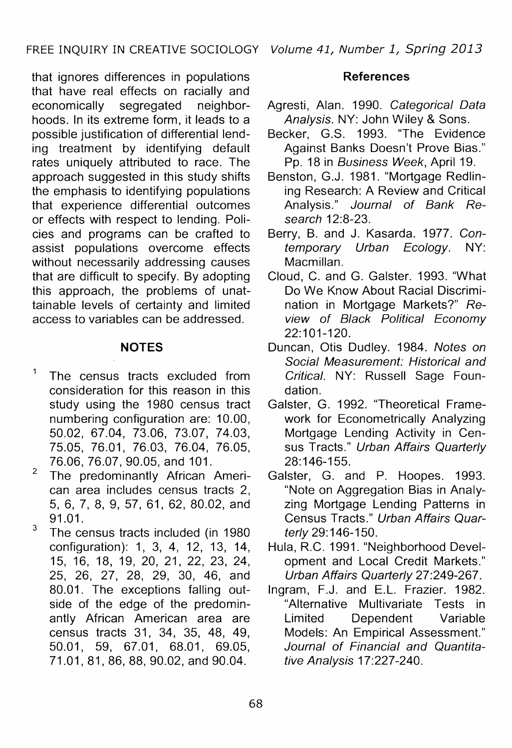that ignores differences in populations that have real effects on racially and economically segregated neighborhoods. In its extreme form, it leads to a possible justification of differential lending treatment by identifying default rates uniquely attributed to race. The approach suggested in this study shifts the emphasis to identifying populations that experience differential outcomes or effects with respect to lending. Policies and programs can be crafted to assist populations overcome effects without necessarily addressing causes that are difficult to specify. By adopting this approach, the problems of unattainable levels of certainty and limited access to variables can be addressed.

## NOTES

1. The census tracts excluded from consideration for this reason in this study using the 1980 census tract numbering configuration are: 10.00, 50.02, 67.04, 73.06, 73.07, 74.03, 75.05, 76.01, 76.03, 76.04, 76.05, 76.06, 76.07, 90.05, and 101.
2. The predominantly African American area includes census tracts 2, 5, 6, 7, 8, 9, 57, 61, 62, 80.02, and 91.01.
3. The census tracts included (in 1980 configuration): 1, 3, 4, 12, 13, 14, 15, 16, 18, 19, 20, 21, 22, 23, 24, 25, 26, 27, 28, 29, 30, 46, and 80.01. The exceptions falling outside of the edge of the predominantly African American area are census tracts 31, 34, 35, 48, 49, 50.01, 59, 67.01, 68.01, 69.05, 71.01, 81, 86, 88, 90.02, and 90.04.

## References

Agresti, Alan. 1990. *Categorical Data Analysis*. NY: John Wiley & Sons.

Becker, G.S. 1993. "The Evidence Against Banks Doesn't Prove Bias." Pp. 18 in *Business Week*, April 19.

Benston, G.J. 1981. "Mortgage Redlining Research: A Review and Critical Analysis." *Journal of Bank Research* 12:8-23.

Berry, B. and J. Kasarda. 1977. *Contemporary Urban Ecology*. NY: Macmillan.

Cloud, C. and G. Galster. 1993. "What Do We Know About Racial Discrimination in Mortgage Markets?" *Review of Black Political Economy* 22:101-120.

Duncan, Otis Dudley. 1984. *Notes on Social Measurement: Historical and Critical*. NY: Russell Sage Foundation.

Galster, G. 1992. "Theoretical Framework for Econometrically Analyzing Mortgage Lending Activity in Census Tracts." *Urban Affairs Quarterly* 28:146-155.

Galster, G. and P. Hoopes. 1993. "Note on Aggregation Bias in Analyzing Mortgage Lending Patterns in Census Tracts." *Urban Affairs Quarterly* 29:146-150.

Hula, R.C. 1991. "Neighborhood Development and Local Credit Markets." *Urban Affairs Quarterly* 27:249-267.

Ingram, F.J. and E.L. Frazier. 1982. "Alternative Multivariate Tests in Limited Dependent Variable Models: An Empirical Assessment." *Journal of Financial and Quantitative Analysis* 17:227-240.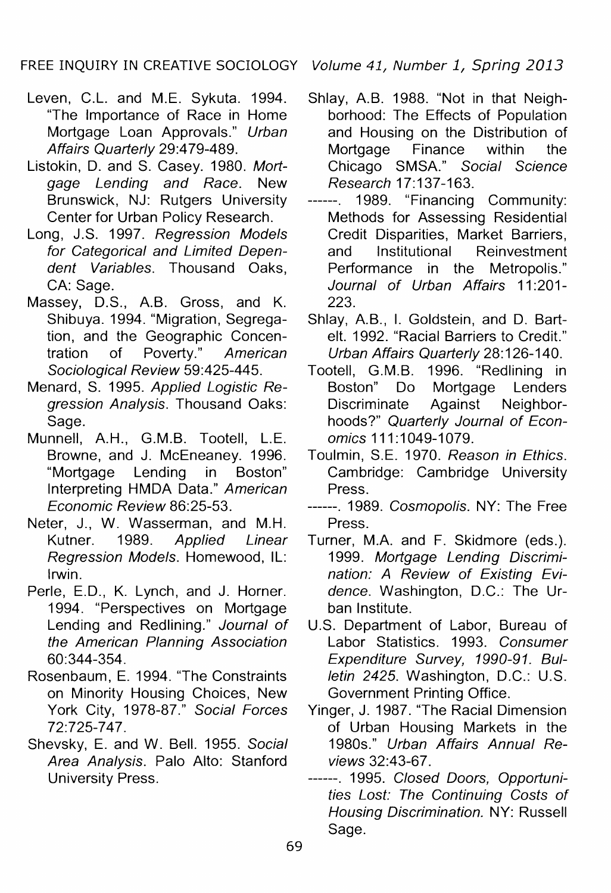Leven, C.L. and M.E. Sykuta. 1994. "The Importance of Race in Home Mortgage Loan Approvals." *Urban Affairs Quarterly* 29:479-489.

Listokin, D. and S. Casey. 1980. *Mortgage Lending and Race*. New Brunswick, NJ: Rutgers University Center for Urban Policy Research.

Long, J.S. 1997. *Regression Models for Categorical and Limited Dependent Variables*. Thousand Oaks, CA: Sage.

Massey, D.S., A.B. Gross, and K. Shibuya. 1994. "Migration, Segregation, and the Geographic Concentration of Poverty." *American Sociological Review* 59:425-445.

Menard, S. 1995. *Applied Logistic Regression Analysis*. Thousand Oaks: Sage.

Munnell, A.H., G.M.B. Tootell, L.E. Browne, and J. McEneaney. 1996. "Mortgage Lending in Boston" Interpreting HMDA Data." *American Economic Review* 86:25-53.

Neter, J., W. Wasserman, and M.H. Kutner. 1989. *Applied Linear Regression Models*. Homewood, IL: Irwin.

Perle, E.D., K. Lynch, and J. Horner. 1994. "Perspectives on Mortgage Lending and Redlining." *Journal of the American Planning Association* 60:344-354.

Rosenbaum, E. 1994. "The Constraints on Minority Housing Choices, New York City, 1978-87." *Social Forces* 72:725-747.

Shevsky, E. and W. Bell. 1955. *Social Area Analysis*. Palo Alto: Stanford University Press.

Shlay, A.B. 1988. "Not in that Neighborhood: The Effects of Population and Housing on the Distribution of Mortgage Finance within the Chicago SMSA." *Social Science Research* 17:137-163.

------. 1989. "Financing Community: Methods for Assessing Residential Credit Disparities, Market Barriers, and Institutional Reinvestment Performance in the Metropolis." *Journal of Urban Affairs* 11:201-223.

Shlay, A.B., I. Goldstein, and D. Bartelt. 1992. "Racial Barriers to Credit." *Urban Affairs Quarterly* 28:126-140.

Tootell, G.M.B. 1996. "Redlining in Boston" Do Mortgage Lenders Discriminate Against Neighborhoods?" *Quarterly Journal of Economics* 111:1049-1079.

Toulmin, S.E. 1970. *Reason in Ethics*. Cambridge: Cambridge University Press.

------. 1989. *Cosmopolis*. NY: The Free Press.

Turner, M.A. and F. Skidmore (eds.). 1999. *Mortgage Lending Discrimination: A Review of Existing Evidence*. Washington, D.C.: The Urban Institute.

U.S. Department of Labor, Bureau of Labor Statistics. 1993. *Consumer Expenditure Survey, 1990-91. Bulletin 2425*. Washington, D.C.: U.S. Government Printing Office.

Yinger, J. 1987. "The Racial Dimension of Urban Housing Markets in the 1980s." *Urban Affairs Annual Reviews* 32:43-67.

------. 1995. *Closed Doors, Opportunities Lost: The Continuing Costs of Housing Discrimination.* NY: Russell Sage.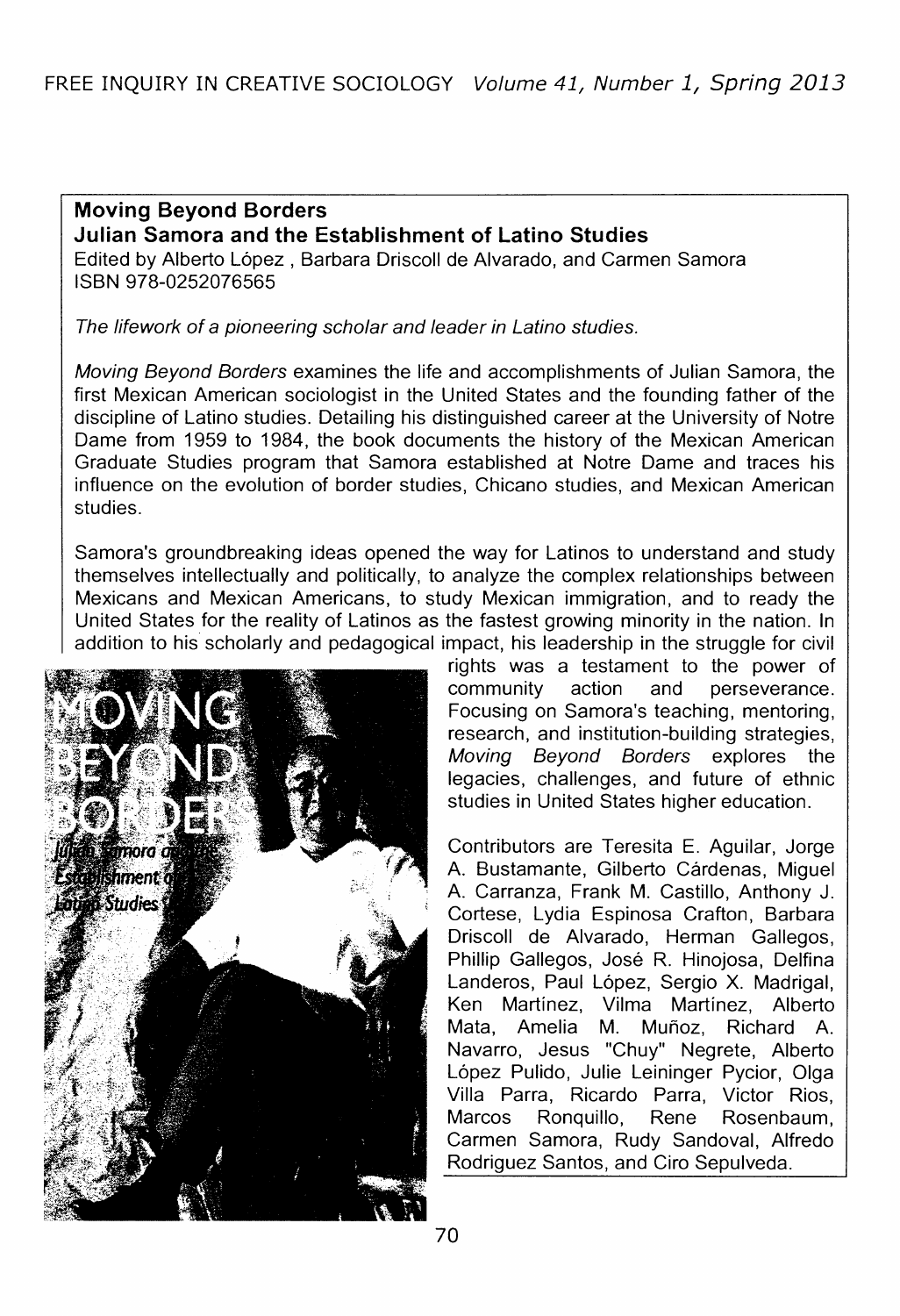**Moving Beyond Borders**
**Julian Samora and the Establishment of Latino Studies**
Edited by Alberto López , Barbara Driscoll de Alvarado, and Carmen Samora
ISBN 978-0252076565

*The lifework of a pioneering scholar and leader in Latino studies.*

*Moving Beyond Borders* examines the life and accomplishments of Julian Samora, the first Mexican American sociologist in the United States and the founding father of the discipline of Latino studies. Detailing his distinguished career at the University of Notre Dame from 1959 to 1984, the book documents the history of the Mexican American Graduate Studies program that Samora established at Notre Dame and traces his influence on the evolution of border studies, Chicano studies, and Mexican American studies.

Samora's groundbreaking ideas opened the way for Latinos to understand and study themselves intellectually and politically, to analyze the complex relationships between Mexicans and Mexican Americans, to study Mexican immigration, and to ready the United States for the reality of Latinos as the fastest growing minority in the nation. In addition to his scholarly and pedagogical impact, his leadership in the struggle for civil rights was a testament to the power of community action and perseverance. Focusing on Samora's teaching, mentoring, research, and institution-building strategies, *Moving Beyond Borders* explores the legacies, challenges, and future of ethnic studies in United States higher education.

Contributors are Teresita E. Aguilar, Jorge A. Bustamante, Gilberto Cárdenas, Miguel A. Carranza, Frank M. Castillo, Anthony J. Cortese, Lydia Espinosa Crafton, Barbara Driscoll de Alvarado, Herman Gallegos, Phillip Gallegos, José R. Hinojosa, Delfina Landeros, Paul López, Sergio X. Madrigal, Ken Martínez, Vilma Martínez, Alberto Mata, Amelia M. Muñoz, Richard A. Navarro, Jesus "Chuy" Negrete, Alberto López Pulido, Julie Leininger Pycior, Olga Villa Parra, Ricardo Parra, Victor Rios, Marcos Ronquillo, Rene Rosenbaum, Carmen Samora, Rudy Sandoval, Alfredo Rodriguez Santos, and Ciro Sepulveda.